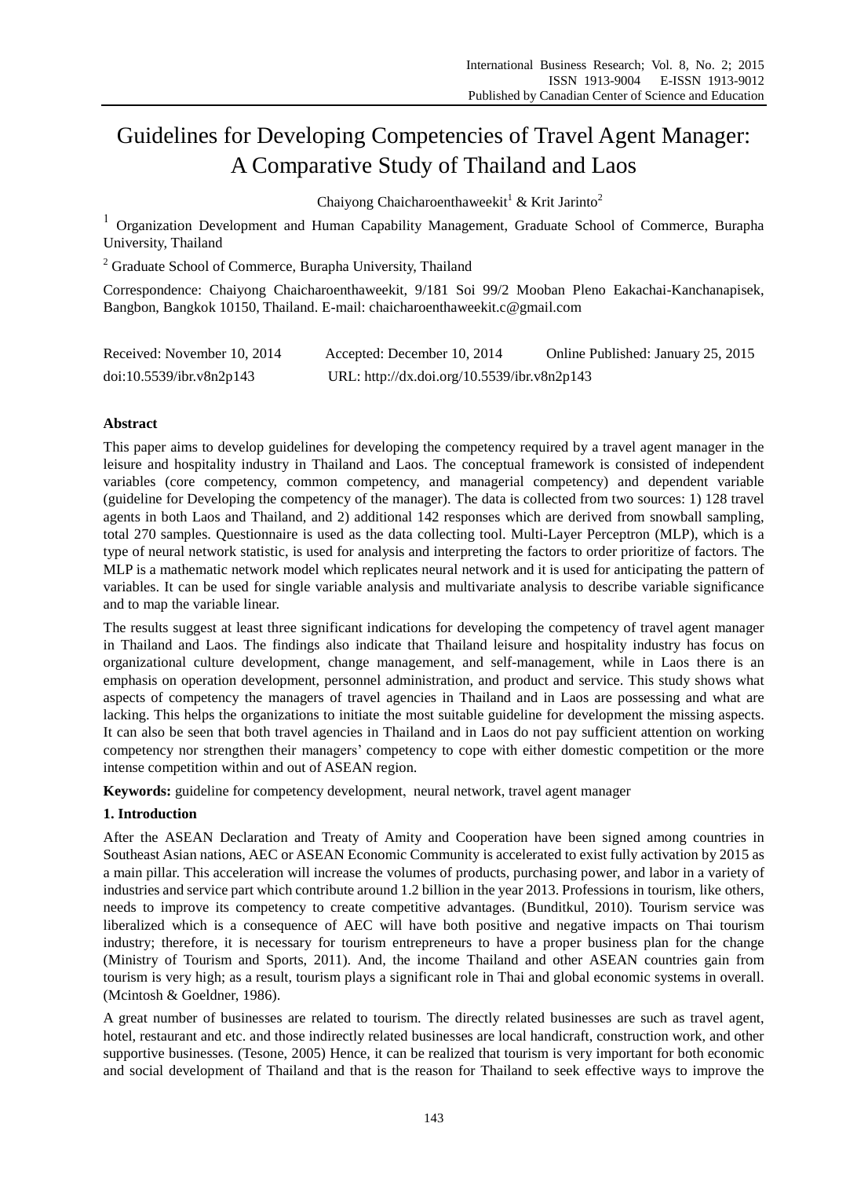# Guidelines for Developing Competencies of Travel Agent Manager: A Comparative Study of Thailand and Laos

Chaiyong Chaicharoenthaweekit[1] & Krit Jarinto[2]

[1] Organization Development and Human Capability Management, Graduate School of Commerce, Burapha University, Thailand

[2] Graduate School of Commerce, Burapha University, Thailand

Correspondence: Chaiyong Chaicharoenthaweekit, 9/181 Soi 99/2 Mooban Pleno Eakachai-Kanchanapisek, Bangbon, Bangkok 10150, Thailand. E-mail: chaicharoenthaweekit.c@gmail.com

Received: November 10, 2014    Accepted: December 10, 2014    Online Published: January 25, 2015

doi:10.5539/ibr.v8n2p143    URL: http://dx.doi.org/10.5539/ibr.v8n2p143

## Abstract

This paper aims to develop guidelines for developing the competency required by a travel agent manager in the leisure and hospitality industry in Thailand and Laos. The conceptual framework is consisted of independent variables (core competency, common competency, and managerial competency) and dependent variable (guideline for Developing the competency of the manager). The data is collected from two sources: 1) 128 travel agents in both Laos and Thailand, and 2) additional 142 responses which are derived from snowball sampling, total 270 samples. Questionnaire is used as the data collecting tool. Multi-Layer Perceptron (MLP), which is a type of neural network statistic, is used for analysis and interpreting the factors to order prioritize of factors. The MLP is a mathematic network model which replicates neural network and it is used for anticipating the pattern of variables. It can be used for single variable analysis and multivariate analysis to describe variable significance and to map the variable linear.

The results suggest at least three significant indications for developing the competency of travel agent manager in Thailand and Laos. The findings also indicate that Thailand leisure and hospitality industry has focus on organizational culture development, change management, and self-management, while in Laos there is an emphasis on operation development, personnel administration, and product and service. This study shows what aspects of competency the managers of travel agencies in Thailand and in Laos are possessing and what are lacking. This helps the organizations to initiate the most suitable guideline for development the missing aspects. It can also be seen that both travel agencies in Thailand and in Laos do not pay sufficient attention on working competency nor strengthen their managers' competency to cope with either domestic competition or the more intense competition within and out of ASEAN region.

**Keywords:** guideline for competency development, neural network, travel agent manager

## 1. Introduction

After the ASEAN Declaration and Treaty of Amity and Cooperation have been signed among countries in Southeast Asian nations, AEC or ASEAN Economic Community is accelerated to exist fully activation by 2015 as a main pillar. This acceleration will increase the volumes of products, purchasing power, and labor in a variety of industries and service part which contribute around 1.2 billion in the year 2013. Professions in tourism, like others, needs to improve its competency to create competitive advantages. (Bunditkul, 2010). Tourism service was liberalized which is a consequence of AEC will have both positive and negative impacts on Thai tourism industry; therefore, it is necessary for tourism entrepreneurs to have a proper business plan for the change (Ministry of Tourism and Sports, 2011). And, the income Thailand and other ASEAN countries gain from tourism is very high; as a result, tourism plays a significant role in Thai and global economic systems in overall. (Mcintosh & Goeldner, 1986).

A great number of businesses are related to tourism. The directly related businesses are such as travel agent, hotel, restaurant and etc. and those indirectly related businesses are local handicraft, construction work, and other supportive businesses. (Tesone, 2005) Hence, it can be realized that tourism is very important for both economic and social development of Thailand and that is the reason for Thailand to seek effective ways to improve the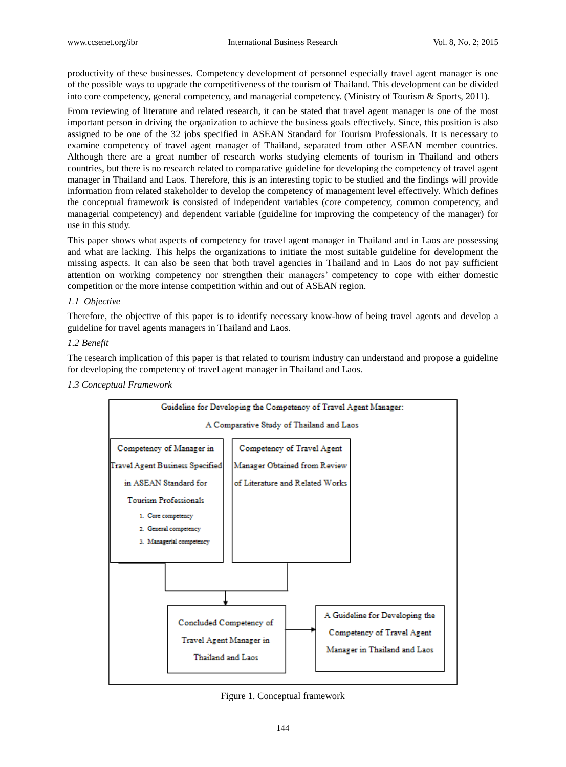productivity of these businesses. Competency development of personnel especially travel agent manager is one of the possible ways to upgrade the competitiveness of the tourism of Thailand. This development can be divided into core competency, general competency, and managerial competency. (Ministry of Tourism & Sports, 2011).

From reviewing of literature and related research, it can be stated that travel agent manager is one of the most important person in driving the organization to achieve the business goals effectively. Since, this position is also assigned to be one of the 32 jobs specified in ASEAN Standard for Tourism Professionals. It is necessary to examine competency of travel agent manager of Thailand, separated from other ASEAN member countries. Although there are a great number of research works studying elements of tourism in Thailand and others countries, but there is no research related to comparative guideline for developing the competency of travel agent manager in Thailand and Laos. Therefore, this is an interesting topic to be studied and the findings will provide information from related stakeholder to develop the competency of management level effectively. Which defines the conceptual framework is consisted of independent variables (core competency, common competency, and managerial competency) and dependent variable (guideline for improving the competency of the manager) for use in this study.

This paper shows what aspects of competency for travel agent manager in Thailand and in Laos are possessing and what are lacking. This helps the organizations to initiate the most suitable guideline for development the missing aspects. It can also be seen that both travel agencies in Thailand and in Laos do not pay sufficient attention on working competency nor strengthen their managers' competency to cope with either domestic competition or the more intense competition within and out of ASEAN region.

### *1.1 Objective*

Therefore, the objective of this paper is to identify necessary know-how of being travel agents and develop a guideline for travel agents managers in Thailand and Laos.

### *1.2 Benefit*

The research implication of this paper is that related to tourism industry can understand and propose a guideline for developing the competency of travel agent manager in Thailand and Laos.

### *1.3 Conceptual Framework*

Guideline for Developing the Competency of Travel Agent Manager: A Comparative Study of Thailand and Laos

Competency of Manager in Travel Agent Business Specified in ASEAN Standard for Tourism Professionals

1. Core competency
2. General competency
3. Managerial competency

Competency of Travel Agent Manager Obtained from Review of Literature and Related Works

→ Concluded Competency of Travel Agent Manager in Thailand and Laos

→ A Guideline for Developing the Competency of Travel Agent Manager in Thailand and Laos

Figure 1. Conceptual framework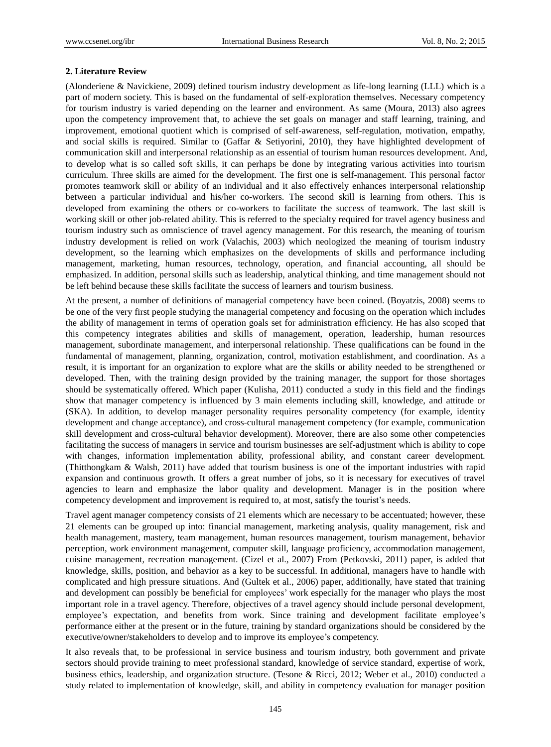### 2. Literature Review

(Alonderiene & Navickiene, 2009) defined tourism industry development as life-long learning (LLL) which is a part of modern society. This is based on the fundamental of self-exploration themselves. Necessary competency for tourism industry is varied depending on the learner and environment. As same (Moura, 2013) also agrees upon the competency improvement that, to achieve the set goals on manager and staff learning, training, and improvement, emotional quotient which is comprised of self-awareness, self-regulation, motivation, empathy, and social skills is required. Similar to (Gaffar & Setiyorini, 2010), they have highlighted development of communication skill and interpersonal relationship as an essential of tourism human resources development. And, to develop what is so called soft skills, it can perhaps be done by integrating various activities into tourism curriculum. Three skills are aimed for the development. The first one is self-management. This personal factor promotes teamwork skill or ability of an individual and it also effectively enhances interpersonal relationship between a particular individual and his/her co-workers. The second skill is learning from others. This is developed from examining the others or co-workers to facilitate the success of teamwork. The last skill is working skill or other job-related ability. This is referred to the specialty required for travel agency business and tourism industry such as omniscience of travel agency management. For this research, the meaning of tourism industry development is relied on work (Valachis, 2003) which neologized the meaning of tourism industry development, so the learning which emphasizes on the developments of skills and performance including management, marketing, human resources, technology, operation, and financial accounting, all should be emphasized. In addition, personal skills such as leadership, analytical thinking, and time management should not be left behind because these skills facilitate the success of learners and tourism business.

At the present, a number of definitions of managerial competency have been coined. (Boyatzis, 2008) seems to be one of the very first people studying the managerial competency and focusing on the operation which includes the ability of management in terms of operation goals set for administration efficiency. He has also scoped that this competency integrates abilities and skills of management, operation, leadership, human resources management, subordinate management, and interpersonal relationship. These qualifications can be found in the fundamental of management, planning, organization, control, motivation establishment, and coordination. As a result, it is important for an organization to explore what are the skills or ability needed to be strengthened or developed. Then, with the training design provided by the training manager, the support for those shortages should be systematically offered. Which paper (Kulisha, 2011) conducted a study in this field and the findings show that manager competency is influenced by 3 main elements including skill, knowledge, and attitude or (SKA). In addition, to develop manager personality requires personality competency (for example, identity development and change acceptance), and cross-cultural management competency (for example, communication skill development and cross-cultural behavior development). Moreover, there are also some other competencies facilitating the success of managers in service and tourism businesses are self-adjustment which is ability to cope with changes, information implementation ability, professional ability, and constant career development. (Thitthongkam & Walsh, 2011) have added that tourism business is one of the important industries with rapid expansion and continuous growth. It offers a great number of jobs, so it is necessary for executives of travel agencies to learn and emphasize the labor quality and development. Manager is in the position where competency development and improvement is required to, at most, satisfy the tourist's needs.

Travel agent manager competency consists of 21 elements which are necessary to be accentuated; however, these 21 elements can be grouped up into: financial management, marketing analysis, quality management, risk and health management, mastery, team management, human resources management, tourism management, behavior perception, work environment management, computer skill, language proficiency, accommodation management, cuisine management, recreation management. (Cizel et al., 2007) From (Petkovski, 2011) paper, is added that knowledge, skills, position, and behavior as a key to be successful. In additional, managers have to handle with complicated and high pressure situations. And (Gultek et al., 2006) paper, additionally, have stated that training and development can possibly be beneficial for employees' work especially for the manager who plays the most important role in a travel agency. Therefore, objectives of a travel agency should include personal development, employee's expectation, and benefits from work. Since training and development facilitate employee's performance either at the present or in the future, training by standard organizations should be considered by the executive/owner/stakeholders to develop and to improve its employee's competency.

It also reveals that, to be professional in service business and tourism industry, both government and private sectors should provide training to meet professional standard, knowledge of service standard, expertise of work, business ethics, leadership, and organization structure. (Tesone & Ricci, 2012; Weber et al., 2010) conducted a study related to implementation of knowledge, skill, and ability in competency evaluation for manager position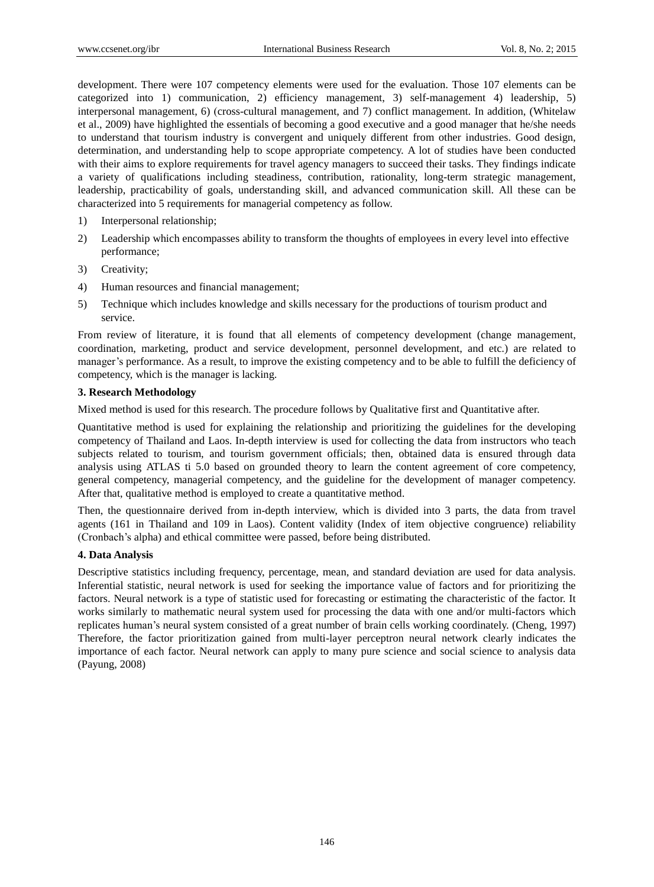development. There were 107 competency elements were used for the evaluation. Those 107 elements can be categorized into 1) communication, 2) efficiency management, 3) self-management 4) leadership, 5) interpersonal management, 6) (cross-cultural management, and 7) conflict management. In addition, (Whitelaw et al., 2009) have highlighted the essentials of becoming a good executive and a good manager that he/she needs to understand that tourism industry is convergent and uniquely different from other industries. Good design, determination, and understanding help to scope appropriate competency. A lot of studies have been conducted with their aims to explore requirements for travel agency managers to succeed their tasks. They findings indicate a variety of qualifications including steadiness, contribution, rationality, long-term strategic management, leadership, practicability of goals, understanding skill, and advanced communication skill. All these can be characterized into 5 requirements for managerial competency as follow.

1) Interpersonal relationship;
2) Leadership which encompasses ability to transform the thoughts of employees in every level into effective performance;
3) Creativity;
4) Human resources and financial management;
5) Technique which includes knowledge and skills necessary for the productions of tourism product and service.

From review of literature, it is found that all elements of competency development (change management, coordination, marketing, product and service development, personnel development, and etc.) are related to manager's performance. As a result, to improve the existing competency and to be able to fulfill the deficiency of competency, which is the manager is lacking.

## 3. Research Methodology

Mixed method is used for this research. The procedure follows by Qualitative first and Quantitative after.

Quantitative method is used for explaining the relationship and prioritizing the guidelines for the developing competency of Thailand and Laos. In-depth interview is used for collecting the data from instructors who teach subjects related to tourism, and tourism government officials; then, obtained data is ensured through data analysis using ATLAS ti 5.0 based on grounded theory to learn the content agreement of core competency, general competency, managerial competency, and the guideline for the development of manager competency. After that, qualitative method is employed to create a quantitative method.

Then, the questionnaire derived from in-depth interview, which is divided into 3 parts, the data from travel agents (161 in Thailand and 109 in Laos). Content validity (Index of item objective congruence) reliability (Cronbach's alpha) and ethical committee were passed, before being distributed.

## 4. Data Analysis

Descriptive statistics including frequency, percentage, mean, and standard deviation are used for data analysis. Inferential statistic, neural network is used for seeking the importance value of factors and for prioritizing the factors. Neural network is a type of statistic used for forecasting or estimating the characteristic of the factor. It works similarly to mathematic neural system used for processing the data with one and/or multi-factors which replicates human's neural system consisted of a great number of brain cells working coordinately. (Cheng, 1997) Therefore, the factor prioritization gained from multi-layer perceptron neural network clearly indicates the importance of each factor. Neural network can apply to many pure science and social science to analysis data (Payung, 2008)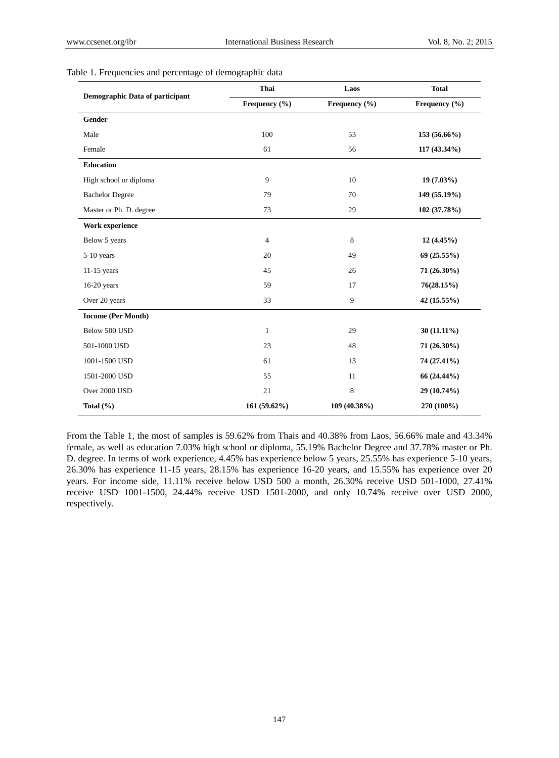Table 1. Frequencies and percentage of demographic data

| Demographic Data of participant | Thai | Laos | Total |
|---|---|---|---|
| | Frequency (%) | Frequency (%) | Frequency (%) |
| **Gender** | | | |
| Male | 100 | 53 | **153 (56.66%)** |
| Female | 61 | 56 | **117 (43.34%)** |
| **Education** | | | |
| High school or diploma | 9 | 10 | **19 (7.03%)** |
| Bachelor Degree | 79 | 70 | **149 (55.19%)** |
| Master or Ph. D. degree | 73 | 29 | **102 (37.78%)** |
| **Work experience** | | | |
| Below 5 years | 4 | 8 | **12 (4.45%)** |
| 5-10 years | 20 | 49 | **69 (25.55%)** |
| 11-15 years | 45 | 26 | **71 (26.30%)** |
| 16-20 years | 59 | 17 | **76(28.15%)** |
| Over 20 years | 33 | 9 | **42 (15.55%)** |
| **Income (Per Month)** | | | |
| Below 500 USD | 1 | 29 | **30 (11.11%)** |
| 501-1000 USD | 23 | 48 | **71 (26.30%)** |
| 1001-1500 USD | 61 | 13 | **74 (27.41%)** |
| 1501-2000 USD | 55 | 11 | **66 (24.44%)** |
| Over 2000 USD | 21 | 8 | **29 (10.74%)** |
| **Total (%)** | **161 (59.62%)** | **109 (40.38%)** | **270 (100%)** |

From the Table 1, the most of samples is 59.62% from Thais and 40.38% from Laos, 56.66% male and 43.34% female, as well as education 7.03% high school or diploma, 55.19% Bachelor Degree and 37.78% master or Ph. D. degree. In terms of work experience, 4.45% has experience below 5 years, 25.55% has experience 5-10 years, 26.30% has experience 11-15 years, 28.15% has experience 16-20 years, and 15.55% has experience over 20 years. For income side, 11.11% receive below USD 500 a month, 26.30% receive USD 501-1000, 27.41% receive USD 1001-1500, 24.44% receive USD 1501-2000, and only 10.74% receive over USD 2000, respectively.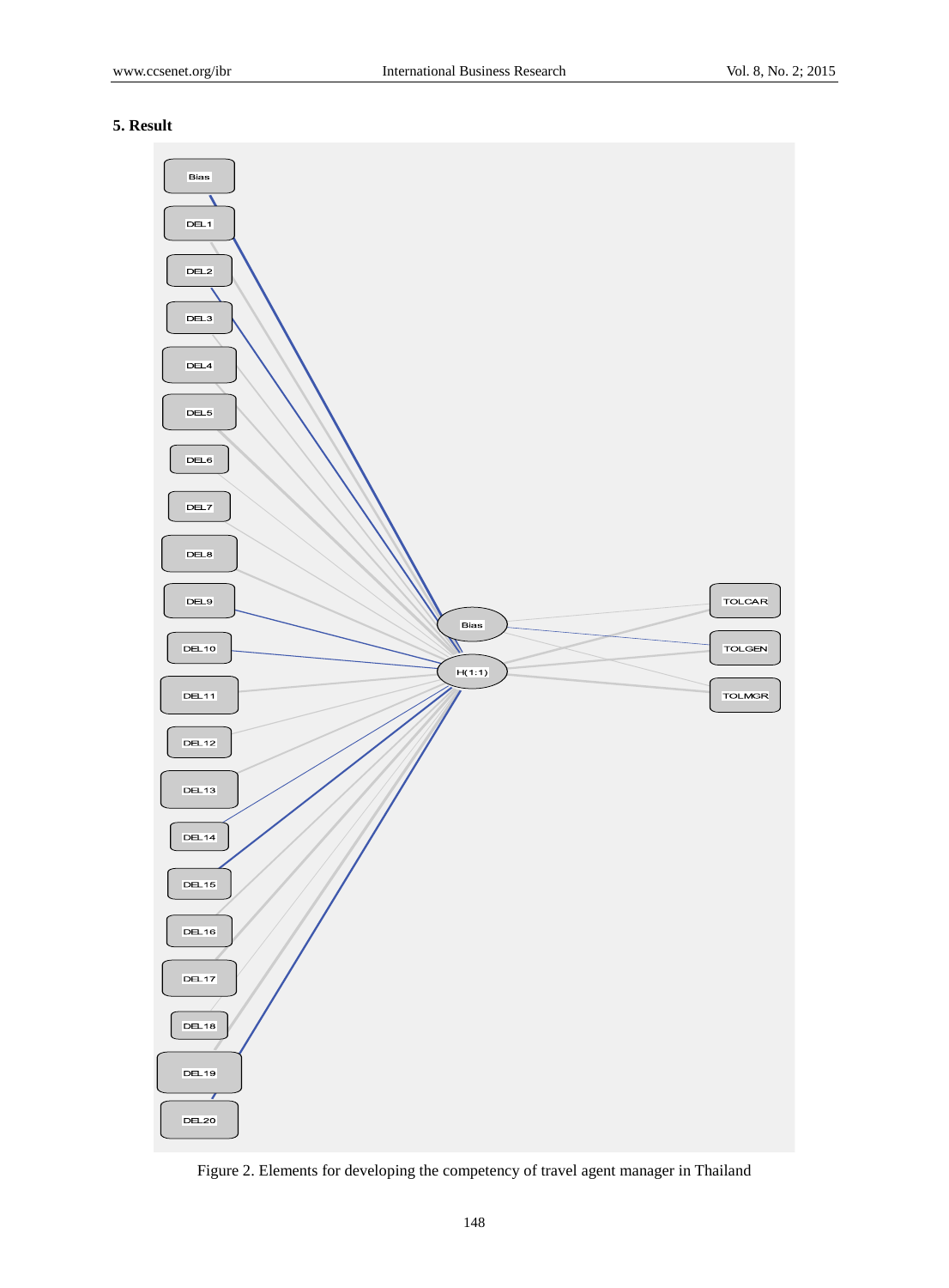## 5. Result

Figure 2. Elements for developing the competency of travel agent manager in Thailand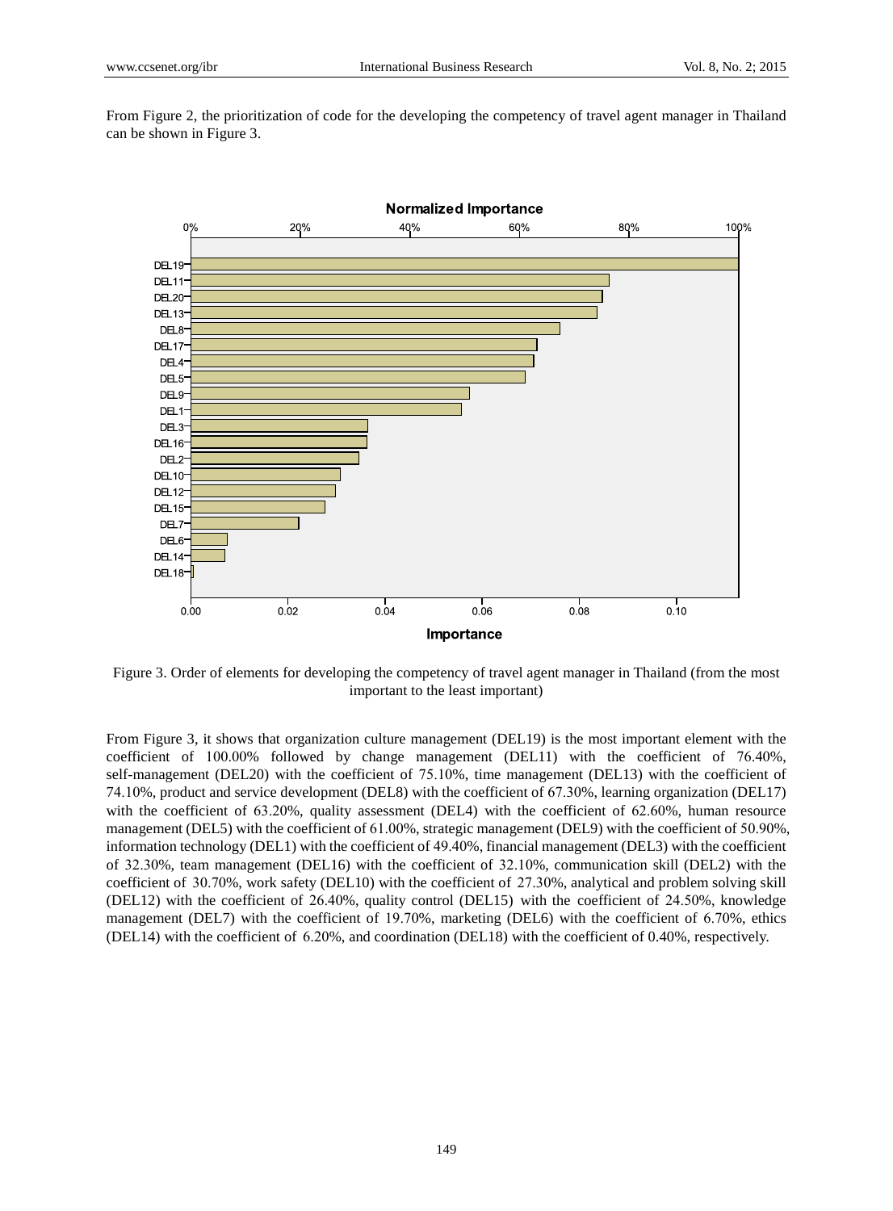From Figure 2, the prioritization of code for the developing the competency of travel agent manager in Thailand can be shown in Figure 3.

Figure 3. Order of elements for developing the competency of travel agent manager in Thailand (from the most important to the least important)

From Figure 3, it shows that organization culture management (DEL19) is the most important element with the coefficient of 100.00% followed by change management (DEL11) with the coefficient of 76.40%, self-management (DEL20) with the coefficient of 75.10%, time management (DEL13) with the coefficient of 74.10%, product and service development (DEL8) with the coefficient of 67.30%, learning organization (DEL17) with the coefficient of 63.20%, quality assessment (DEL4) with the coefficient of 62.60%, human resource management (DEL5) with the coefficient of 61.00%, strategic management (DEL9) with the coefficient of 50.90%, information technology (DEL1) with the coefficient of 49.40%, financial management (DEL3) with the coefficient of 32.30%, team management (DEL16) with the coefficient of 32.10%, communication skill (DEL2) with the coefficient of 30.70%, work safety (DEL10) with the coefficient of 27.30%, analytical and problem solving skill (DEL12) with the coefficient of 26.40%, quality control (DEL15) with the coefficient of 24.50%, knowledge management (DEL7) with the coefficient of 19.70%, marketing (DEL6) with the coefficient of 6.70%, ethics (DEL14) with the coefficient of 6.20%, and coordination (DEL18) with the coefficient of 0.40%, respectively.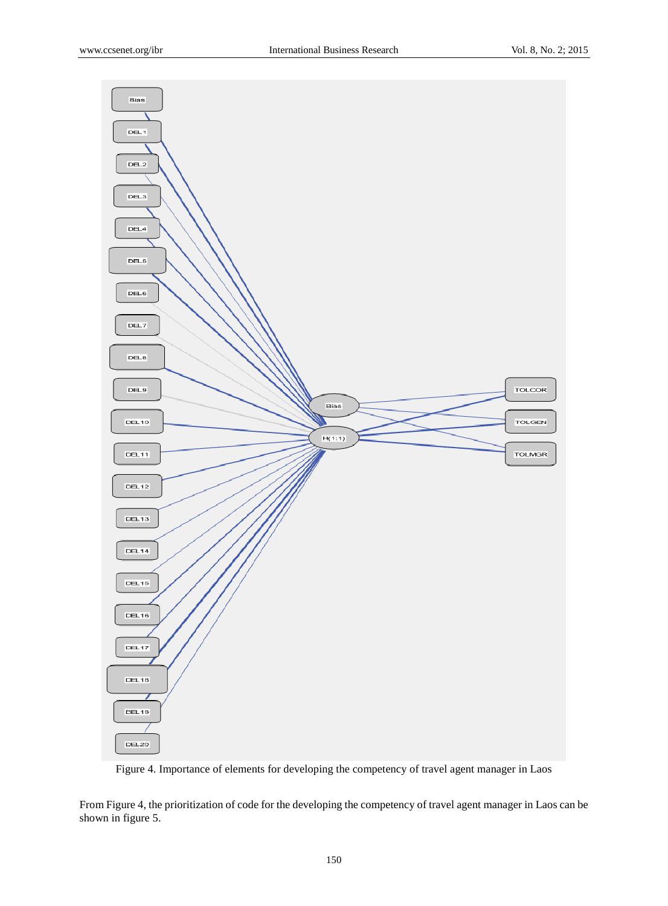Figure 4. Importance of elements for developing the competency of travel agent manager in Laos

From Figure 4, the prioritization of code for the developing the competency of travel agent manager in Laos can be shown in figure 5.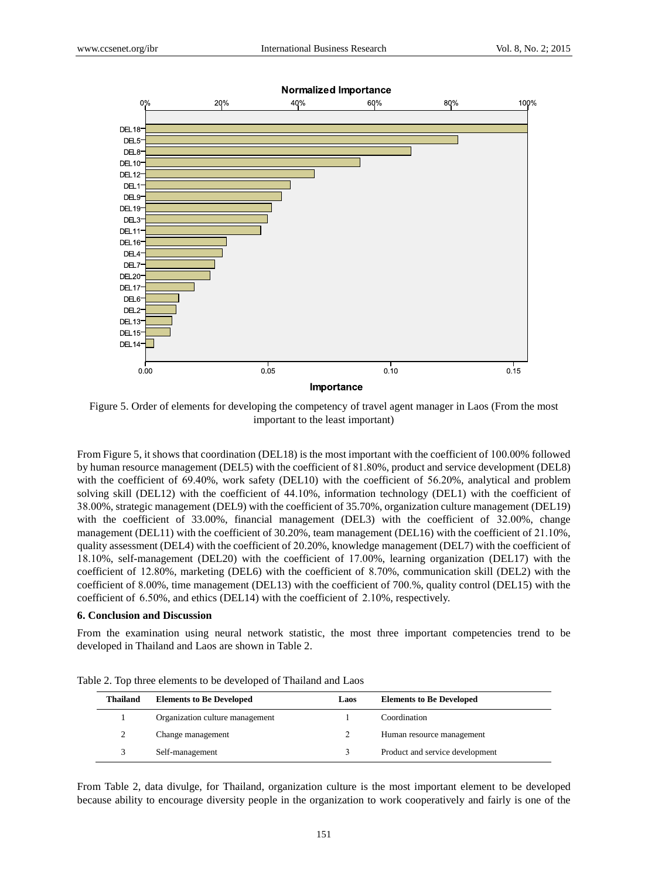Figure 5. Order of elements for developing the competency of travel agent manager in Laos (From the most important to the least important)

From Figure 5, it shows that coordination (DEL18) is the most important with the coefficient of 100.00% followed by human resource management (DEL5) with the coefficient of 81.80%, product and service development (DEL8) with the coefficient of 69.40%, work safety (DEL10) with the coefficient of 56.20%, analytical and problem solving skill (DEL12) with the coefficient of 44.10%, information technology (DEL1) with the coefficient of 38.00%, strategic management (DEL9) with the coefficient of 35.70%, organization culture management (DEL19) with the coefficient of 33.00%, financial management (DEL3) with the coefficient of 32.00%, change management (DEL11) with the coefficient of 30.20%, team management (DEL16) with the coefficient of 21.10%, quality assessment (DEL4) with the coefficient of 20.20%, knowledge management (DEL7) with the coefficient of 18.10%, self-management (DEL20) with the coefficient of 17.00%, learning organization (DEL17) with the coefficient of 12.80%, marketing (DEL6) with the coefficient of 8.70%, communication skill (DEL2) with the coefficient of 8.00%, time management (DEL13) with the coefficient of 700.%, quality control (DEL15) with the coefficient of 6.50%, and ethics (DEL14) with the coefficient of 2.10%, respectively.

**6. Conclusion and Discussion**

From the examination using neural network statistic, the most three important competencies trend to be developed in Thailand and Laos are shown in Table 2.

Table 2. Top three elements to be developed of Thailand and Laos

| Thailand | Elements to Be Developed | Laos | Elements to Be Developed |
|---|---|---|---|
| 1 | Organization culture management | 1 | Coordination |
| 2 | Change management | 2 | Human resource management |
| 3 | Self-management | 3 | Product and service development |

From Table 2, data divulge, for Thailand, organization culture is the most important element to be developed because ability to encourage diversity people in the organization to work cooperatively and fairly is one of the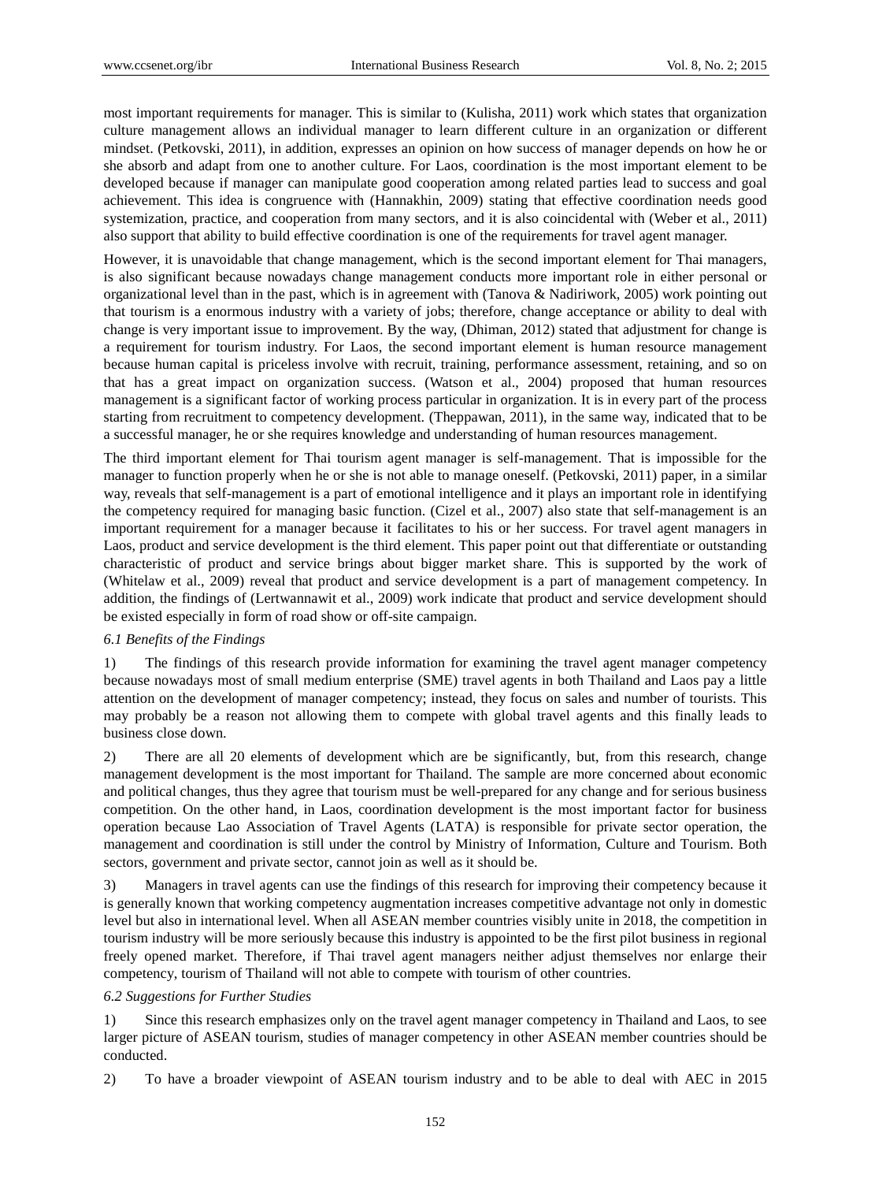most important requirements for manager. This is similar to (Kulisha, 2011) work which states that organization culture management allows an individual manager to learn different culture in an organization or different mindset. (Petkovski, 2011), in addition, expresses an opinion on how success of manager depends on how he or she absorb and adapt from one to another culture. For Laos, coordination is the most important element to be developed because if manager can manipulate good cooperation among related parties lead to success and goal achievement. This idea is congruence with (Hannakhin, 2009) stating that effective coordination needs good systemization, practice, and cooperation from many sectors, and it is also coincidental with (Weber et al., 2011) also support that ability to build effective coordination is one of the requirements for travel agent manager.

However, it is unavoidable that change management, which is the second important element for Thai managers, is also significant because nowadays change management conducts more important role in either personal or organizational level than in the past, which is in agreement with (Tanova & Nadiriwork, 2005) work pointing out that tourism is a enormous industry with a variety of jobs; therefore, change acceptance or ability to deal with change is very important issue to improvement. By the way, (Dhiman, 2012) stated that adjustment for change is a requirement for tourism industry. For Laos, the second important element is human resource management because human capital is priceless involve with recruit, training, performance assessment, retaining, and so on that has a great impact on organization success. (Watson et al., 2004) proposed that human resources management is a significant factor of working process particular in organization. It is in every part of the process starting from recruitment to competency development. (Theppawan, 2011), in the same way, indicated that to be a successful manager, he or she requires knowledge and understanding of human resources management.

The third important element for Thai tourism agent manager is self-management. That is impossible for the manager to function properly when he or she is not able to manage oneself. (Petkovski, 2011) paper, in a similar way, reveals that self-management is a part of emotional intelligence and it plays an important role in identifying the competency required for managing basic function. (Cizel et al., 2007) also state that self-management is an important requirement for a manager because it facilitates to his or her success. For travel agent managers in Laos, product and service development is the third element. This paper point out that differentiate or outstanding characteristic of product and service brings about bigger market share. This is supported by the work of (Whitelaw et al., 2009) reveal that product and service development is a part of management competency. In addition, the findings of (Lertwannawit et al., 2009) work indicate that product and service development should be existed especially in form of road show or off-site campaign.

### *6.1 Benefits of the Findings*

1) The findings of this research provide information for examining the travel agent manager competency because nowadays most of small medium enterprise (SME) travel agents in both Thailand and Laos pay a little attention on the development of manager competency; instead, they focus on sales and number of tourists. This may probably be a reason not allowing them to compete with global travel agents and this finally leads to business close down.

2) There are all 20 elements of development which are be significantly, but, from this research, change management development is the most important for Thailand. The sample are more concerned about economic and political changes, thus they agree that tourism must be well-prepared for any change and for serious business competition. On the other hand, in Laos, coordination development is the most important factor for business operation because Lao Association of Travel Agents (LATA) is responsible for private sector operation, the management and coordination is still under the control by Ministry of Information, Culture and Tourism. Both sectors, government and private sector, cannot join as well as it should be.

3) Managers in travel agents can use the findings of this research for improving their competency because it is generally known that working competency augmentation increases competitive advantage not only in domestic level but also in international level. When all ASEAN member countries visibly unite in 2018, the competition in tourism industry will be more seriously because this industry is appointed to be the first pilot business in regional freely opened market. Therefore, if Thai travel agent managers neither adjust themselves nor enlarge their competency, tourism of Thailand will not able to compete with tourism of other countries.

### *6.2 Suggestions for Further Studies*

1) Since this research emphasizes only on the travel agent manager competency in Thailand and Laos, to see larger picture of ASEAN tourism, studies of manager competency in other ASEAN member countries should be conducted.

2) To have a broader viewpoint of ASEAN tourism industry and to be able to deal with AEC in 2015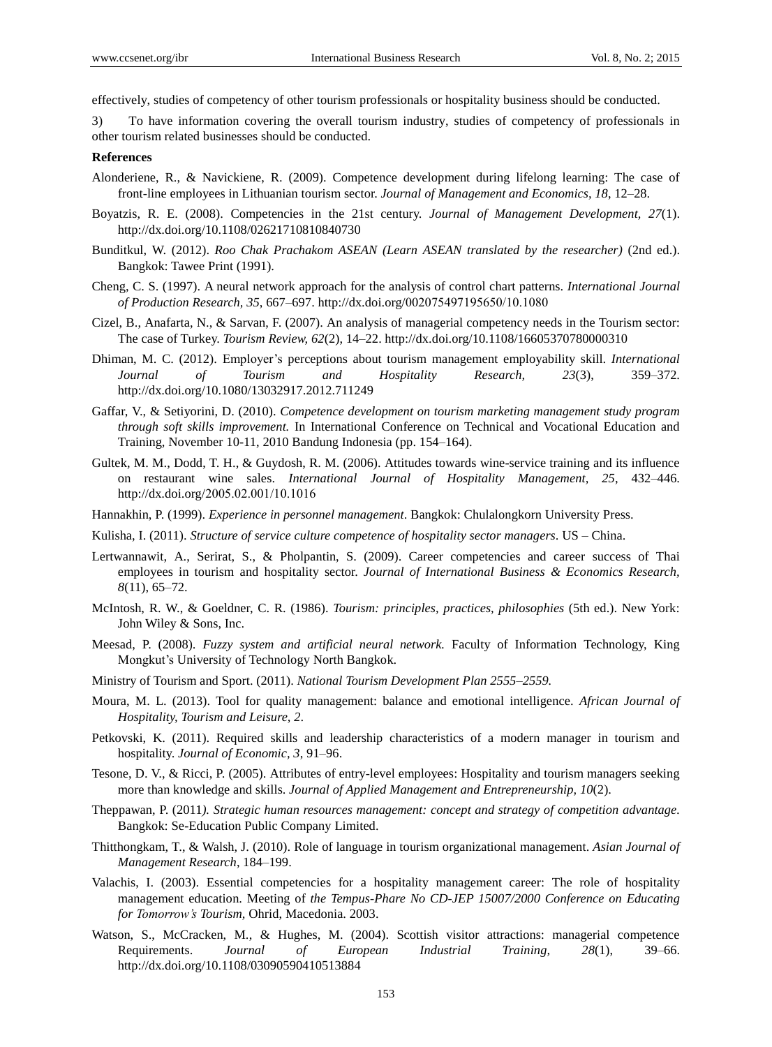effectively, studies of competency of other tourism professionals or hospitality business should be conducted.

3) To have information covering the overall tourism industry, studies of competency of professionals in other tourism related businesses should be conducted.

**References**

Alonderiene, R., & Navickiene, R. (2009). Competence development during lifelong learning: The case of front-line employees in Lithuanian tourism sector. *Journal of Management and Economics, 18*, 12–28.

Boyatzis, R. E. (2008). Competencies in the 21st century. *Journal of Management Development, 27*(1). http://dx.doi.org/10.1108/02621710810840730

Bunditkul, W. (2012). *Roo Chak Prachakom ASEAN (Learn ASEAN translated by the researcher)* (2nd ed.). Bangkok: Tawee Print (1991).

Cheng, C. S. (1997). A neural network approach for the analysis of control chart patterns. *International Journal of Production Research, 35*, 667–697. http://dx.doi.org/002075497195650/10.1080

Cizel, B., Anafarta, N., & Sarvan, F. (2007). An analysis of managerial competency needs in the Tourism sector: The case of Turkey. *Tourism Review, 62*(2), 14–22. http://dx.doi.org/10.1108/16605370780000310

Dhiman, M. C. (2012). Employer's perceptions about tourism management employability skill. *International Journal of Tourism and Hospitality Research, 23*(3), 359–372. http://dx.doi.org/10.1080/13032917.2012.711249

Gaffar, V., & Setiyorini, D. (2010). *Competence development on tourism marketing management study program through soft skills improvement.* In International Conference on Technical and Vocational Education and Training, November 10-11, 2010 Bandung Indonesia (pp. 154–164).

Gultek, M. M., Dodd, T. H., & Guydosh, R. M. (2006). Attitudes towards wine-service training and its influence on restaurant wine sales. *International Journal of Hospitality Management, 25*, 432–446. http://dx.doi.org/2005.02.001/10.1016

Hannakhin, P. (1999). *Experience in personnel management*. Bangkok: Chulalongkorn University Press.

Kulisha, I. (2011). *Structure of service culture competence of hospitality sector managers*. US – China.

Lertwannawit, A., Serirat, S., & Pholpantin, S. (2009). Career competencies and career success of Thai employees in tourism and hospitality sector. *Journal of International Business & Economics Research, 8*(11), 65–72.

McIntosh, R. W., & Goeldner, C. R. (1986). *Tourism: principles, practices, philosophies* (5th ed.). New York: John Wiley & Sons, Inc.

Meesad, P. (2008). *Fuzzy system and artificial neural network.* Faculty of Information Technology, King Mongkut's University of Technology North Bangkok.

Ministry of Tourism and Sport. (2011). *National Tourism Development Plan 2555–2559.*

Moura, M. L. (2013). Tool for quality management: balance and emotional intelligence. *African Journal of Hospitality, Tourism and Leisure, 2*.

Petkovski, K. (2011). Required skills and leadership characteristics of a modern manager in tourism and hospitality. *Journal of Economic, 3*, 91–96.

Tesone, D. V., & Ricci, P. (2005). Attributes of entry-level employees: Hospitality and tourism managers seeking more than knowledge and skills. *Journal of Applied Management and Entrepreneurship, 10*(2).

Theppawan, P. (2011*). Strategic human resources management: concept and strategy of competition advantage.* Bangkok: Se-Education Public Company Limited.

Thitthongkam, T., & Walsh, J. (2010). Role of language in tourism organizational management. *Asian Journal of Management Research*, 184–199.

Valachis, I. (2003). Essential competencies for a hospitality management career: The role of hospitality management education. Meeting of *the Tempus-Phare No CD-JEP 15007/2000 Conference on Educating for Tomorrow's Tourism*, Ohrid, Macedonia. 2003.

Watson, S., McCracken, M., & Hughes, M. (2004). Scottish visitor attractions: managerial competence Requirements. *Journal of European Industrial Training, 28*(1), 39–66. http://dx.doi.org/10.1108/03090590410513884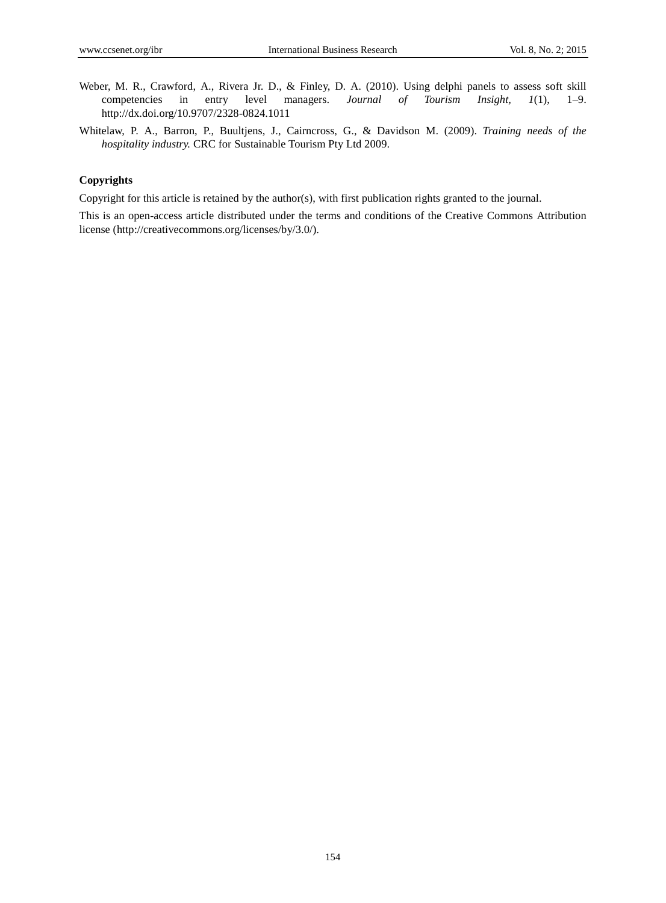Weber, M. R., Crawford, A., Rivera Jr. D., & Finley, D. A. (2010). Using delphi panels to assess soft skill competencies in entry level managers. *Journal of Tourism Insight, 1*(1), 1–9. http://dx.doi.org/10.9707/2328-0824.1011

Whitelaw, P. A., Barron, P., Buultjens, J., Cairncross, G., & Davidson M. (2009). *Training needs of the hospitality industry.* CRC for Sustainable Tourism Pty Ltd 2009.

**Copyrights**

Copyright for this article is retained by the author(s), with first publication rights granted to the journal.

This is an open-access article distributed under the terms and conditions of the Creative Commons Attribution license (http://creativecommons.org/licenses/by/3.0/).